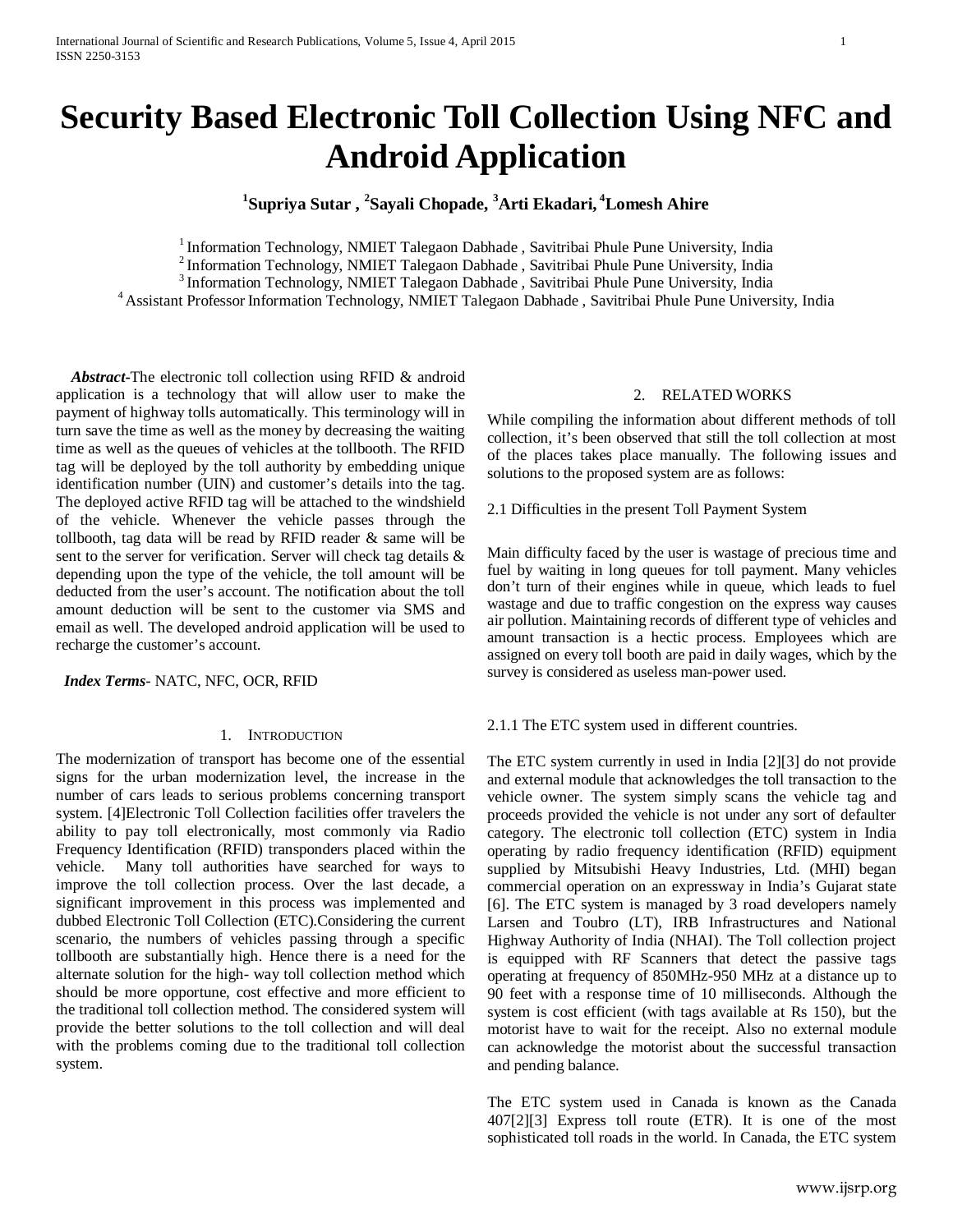# Security Based Electronic Toll Collection Using NFC and Android Application

**[1]Supriya Sutar , [2]Sayali Chopade, [3]Arti Ekadari, [4]Lomesh Ahire**

[1] Information Technology, NMIET Talegaon Dabhade , Savitribai Phule Pune University, India
[2] Information Technology, NMIET Talegaon Dabhade , Savitribai Phule Pune University, India
[3] Information Technology, NMIET Talegaon Dabhade , Savitribai Phule Pune University, India
[4] Assistant Professor Information Technology, NMIET Talegaon Dabhade , Savitribai Phule Pune University, India

***Abstract*****-**The electronic toll collection using RFID & android application is a technology that will allow user to make the payment of highway tolls automatically. This terminology will in turn save the time as well as the money by decreasing the waiting time as well as the queues of vehicles at the tollbooth. The RFID tag will be deployed by the toll authority by embedding unique identification number (UIN) and customer's details into the tag. The deployed active RFID tag will be attached to the windshield of the vehicle. Whenever the vehicle passes through the tollbooth, tag data will be read by RFID reader & same will be sent to the server for verification. Server will check tag details & depending upon the type of the vehicle, the toll amount will be deducted from the user's account. The notification about the toll amount deduction will be sent to the customer via SMS and email as well. The developed android application will be used to recharge the customer's account.

***Index Terms***- NATC, NFC, OCR, RFID

## 1. Introduction

The modernization of transport has become one of the essential signs for the urban modernization level, the increase in the number of cars leads to serious problems concerning transport system. [4]Electronic Toll Collection facilities offer travelers the ability to pay toll electronically, most commonly via Radio Frequency Identification (RFID) transponders placed within the vehicle. Many toll authorities have searched for ways to improve the toll collection process. Over the last decade, a significant improvement in this process was implemented and dubbed Electronic Toll Collection (ETC).Considering the current scenario, the numbers of vehicles passing through a specific tollbooth are substantially high. Hence there is a need for the alternate solution for the high- way toll collection method which should be more opportune, cost effective and more efficient to the traditional toll collection method. The considered system will provide the better solutions to the toll collection and will deal with the problems coming due to the traditional toll collection system.

## 2. Related Works

While compiling the information about different methods of toll collection, it's been observed that still the toll collection at most of the places takes place manually. The following issues and solutions to the proposed system are as follows:

### 2.1 Difficulties in the present Toll Payment System

Main difficulty faced by the user is wastage of precious time and fuel by waiting in long queues for toll payment. Many vehicles don't turn of their engines while in queue, which leads to fuel wastage and due to traffic congestion on the express way causes air pollution. Maintaining records of different type of vehicles and amount transaction is a hectic process. Employees which are assigned on every toll booth are paid in daily wages, which by the survey is considered as useless man-power used.

#### 2.1.1 The ETC system used in different countries.

The ETC system currently in used in India [2][3] do not provide and external module that acknowledges the toll transaction to the vehicle owner. The system simply scans the vehicle tag and proceeds provided the vehicle is not under any sort of defaulter category. The electronic toll collection (ETC) system in India operating by radio frequency identification (RFID) equipment supplied by Mitsubishi Heavy Industries, Ltd. (MHI) began commercial operation on an expressway in India's Gujarat state [6]. The ETC system is managed by 3 road developers namely Larsen and Toubro (LT), IRB Infrastructures and National Highway Authority of India (NHAI). The Toll collection project is equipped with RF Scanners that detect the passive tags operating at frequency of 850MHz-950 MHz at a distance up to 90 feet with a response time of 10 milliseconds. Although the system is cost efficient (with tags available at Rs 150), but the motorist have to wait for the receipt. Also no external module can acknowledge the motorist about the successful transaction and pending balance.

The ETC system used in Canada is known as the Canada 407[2][3] Express toll route (ETR). It is one of the most sophisticated toll roads in the world. In Canada, the ETC system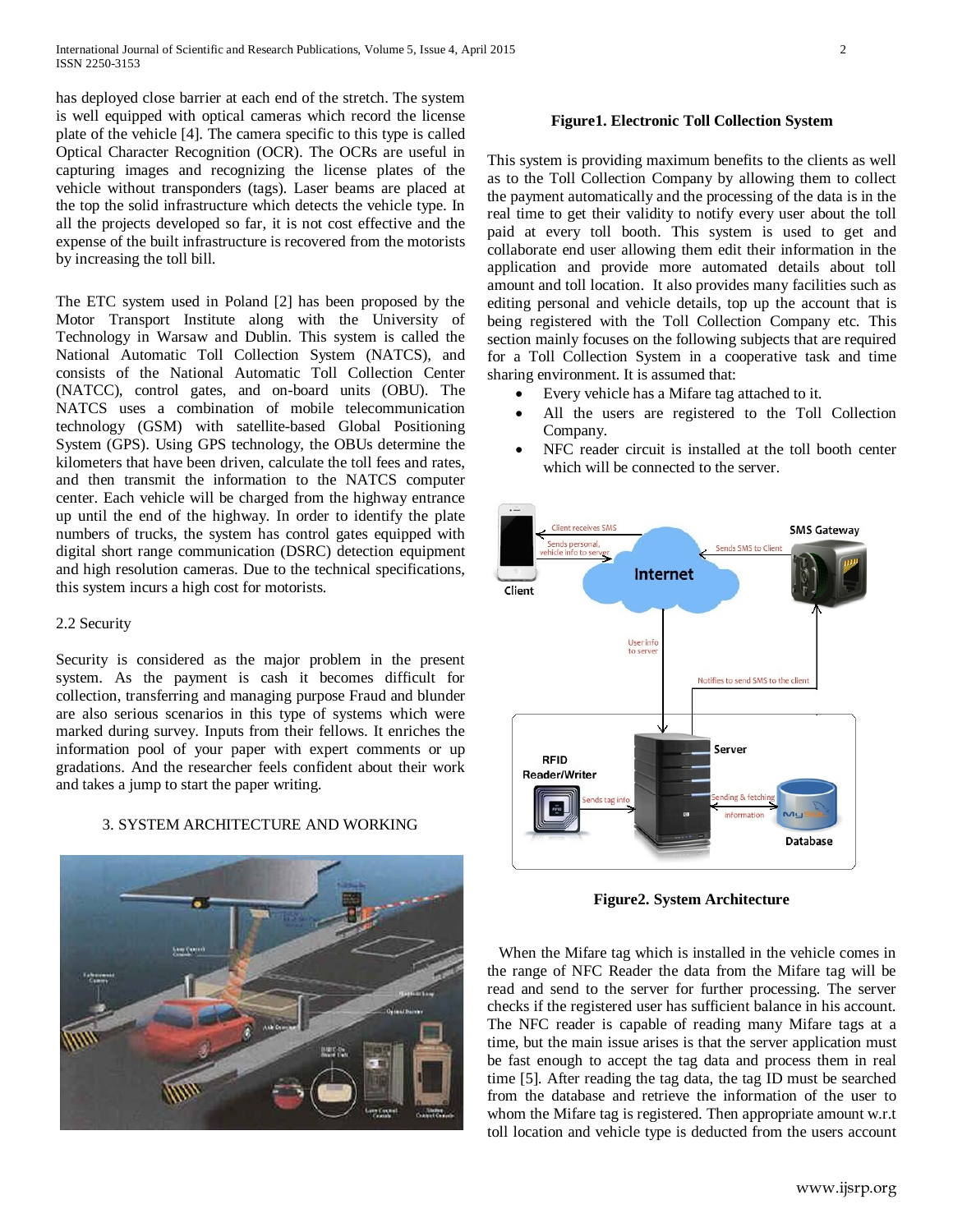has deployed close barrier at each end of the stretch. The system is well equipped with optical cameras which record the license plate of the vehicle [4]. The camera specific to this type is called Optical Character Recognition (OCR). The OCRs are useful in capturing images and recognizing the license plates of the vehicle without transponders (tags). Laser beams are placed at the top the solid infrastructure which detects the vehicle type. In all the projects developed so far, it is not cost effective and the expense of the built infrastructure is recovered from the motorists by increasing the toll bill.

The ETC system used in Poland [2] has been proposed by the Motor Transport Institute along with the University of Technology in Warsaw and Dublin. This system is called the National Automatic Toll Collection System (NATCS), and consists of the National Automatic Toll Collection Center (NATCC), control gates, and on-board units (OBU). The NATCS uses a combination of mobile telecommunication technology (GSM) with satellite-based Global Positioning System (GPS). Using GPS technology, the OBUs determine the kilometers that have been driven, calculate the toll fees and rates, and then transmit the information to the NATCS computer center. Each vehicle will be charged from the highway entrance up until the end of the highway. In order to identify the plate numbers of trucks, the system has control gates equipped with digital short range communication (DSRC) detection equipment and high resolution cameras. Due to the technical specifications, this system incurs a high cost for motorists.

### 2.2 Security

Security is considered as the major problem in the present system. As the payment is cash it becomes difficult for collection, transferring and managing purpose Fraud and blunder are also serious scenarios in this type of systems which were marked during survey. Inputs from their fellows. It enriches the information pool of your paper with expert comments or up gradations. And the researcher feels confident about their work and takes a jump to start the paper writing.

## 3. SYSTEM ARCHITECTURE AND WORKING

**Figure1. Electronic Toll Collection System**

This system is providing maximum benefits to the clients as well as to the Toll Collection Company by allowing them to collect the payment automatically and the processing of the data is in the real time to get their validity to notify every user about the toll paid at every toll booth. This system is used to get and collaborate end user allowing them edit their information in the application and provide more automated details about toll amount and toll location. It also provides many facilities such as editing personal and vehicle details, top up the account that is being registered with the Toll Collection Company etc. This section mainly focuses on the following subjects that are required for a Toll Collection System in a cooperative task and time sharing environment. It is assumed that:

- Every vehicle has a Mifare tag attached to it.
- All the users are registered to the Toll Collection Company.
- NFC reader circuit is installed at the toll booth center which will be connected to the server.

**Figure2. System Architecture**

When the Mifare tag which is installed in the vehicle comes in the range of NFC Reader the data from the Mifare tag will be read and send to the server for further processing. The server checks if the registered user has sufficient balance in his account. The NFC reader is capable of reading many Mifare tags at a time, but the main issue arises is that the server application must be fast enough to accept the tag data and process them in real time [5]. After reading the tag data, the tag ID must be searched from the database and retrieve the information of the user to whom the Mifare tag is registered. Then appropriate amount w.r.t toll location and vehicle type is deducted from the users account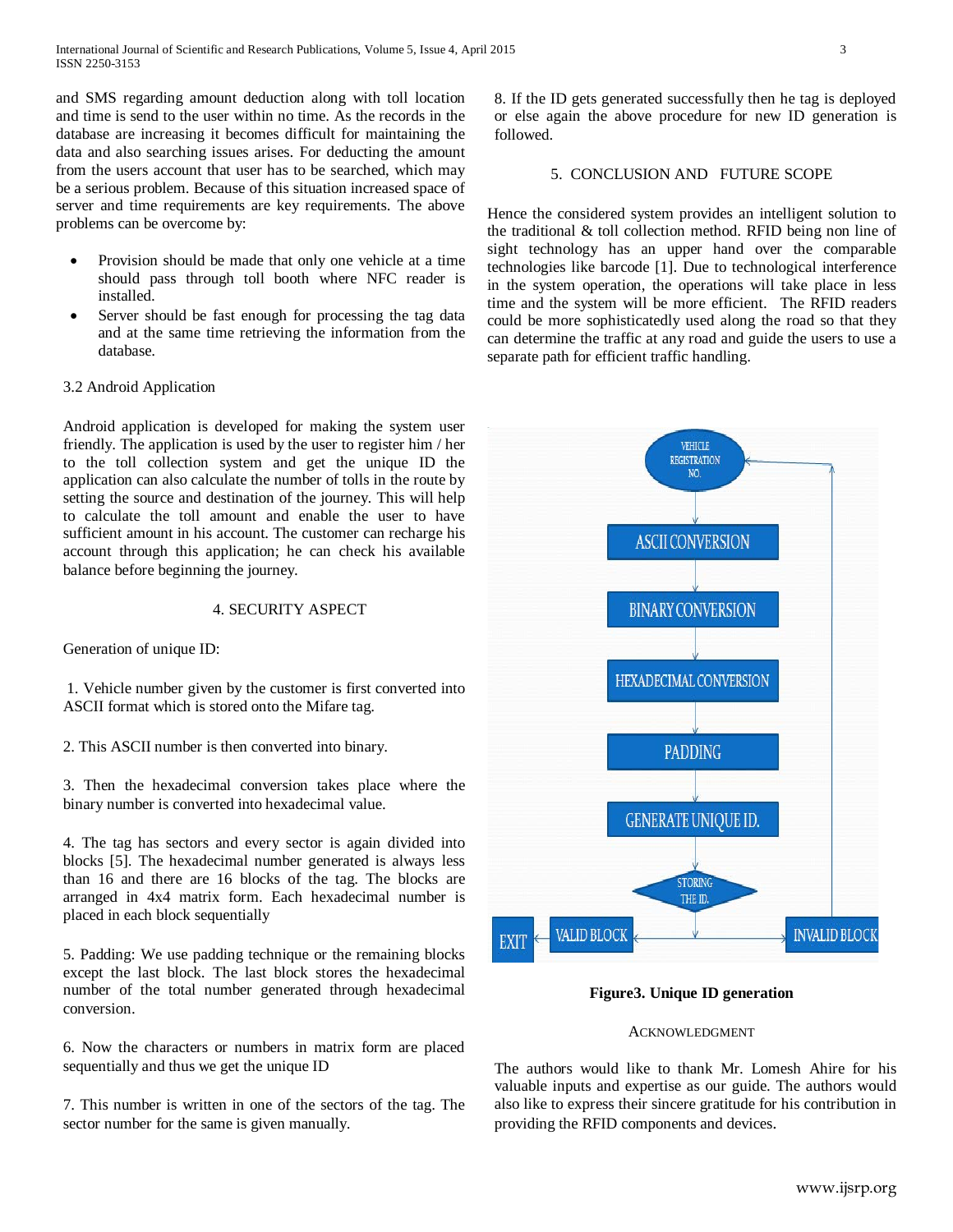and SMS regarding amount deduction along with toll location and time is send to the user within no time. As the records in the database are increasing it becomes difficult for maintaining the data and also searching issues arises. For deducting the amount from the users account that user has to be searched, which may be a serious problem. Because of this situation increased space of server and time requirements are key requirements. The above problems can be overcome by:

- Provision should be made that only one vehicle at a time should pass through toll booth where NFC reader is installed.
- Server should be fast enough for processing the tag data and at the same time retrieving the information from the database.

### 3.2 Android Application

Android application is developed for making the system user friendly. The application is used by the user to register him / her to the toll collection system and get the unique ID the application can also calculate the number of tolls in the route by setting the source and destination of the journey. This will help to calculate the toll amount and enable the user to have sufficient amount in his account. The customer can recharge his account through this application; he can check his available balance before beginning the journey.

## 4. SECURITY ASPECT

Generation of unique ID:

1. Vehicle number given by the customer is first converted into ASCII format which is stored onto the Mifare tag.

2. This ASCII number is then converted into binary.

3. Then the hexadecimal conversion takes place where the binary number is converted into hexadecimal value.

4. The tag has sectors and every sector is again divided into blocks [5]. The hexadecimal number generated is always less than 16 and there are 16 blocks of the tag. The blocks are arranged in 4x4 matrix form. Each hexadecimal number is placed in each block sequentially

5. Padding: We use padding technique or the remaining blocks except the last block. The last block stores the hexadecimal number of the total number generated through hexadecimal conversion.

6. Now the characters or numbers in matrix form are placed sequentially and thus we get the unique ID

7. This number is written in one of the sectors of the tag. The sector number for the same is given manually.

8. If the ID gets generated successfully then he tag is deployed or else again the above procedure for new ID generation is followed.

## 5. CONCLUSION AND FUTURE SCOPE

Hence the considered system provides an intelligent solution to the traditional & toll collection method. RFID being non line of sight technology has an upper hand over the comparable technologies like barcode [1]. Due to technological interference in the system operation, the operations will take place in less time and the system will be more efficient. The RFID readers could be more sophisticatedly used along the road so that they can determine the traffic at any road and guide the users to use a separate path for efficient traffic handling.

**Figure3. Unique ID generation**

## ACKNOWLEDGMENT

The authors would like to thank Mr. Lomesh Ahire for his valuable inputs and expertise as our guide. The authors would also like to express their sincere gratitude for his contribution in providing the RFID components and devices.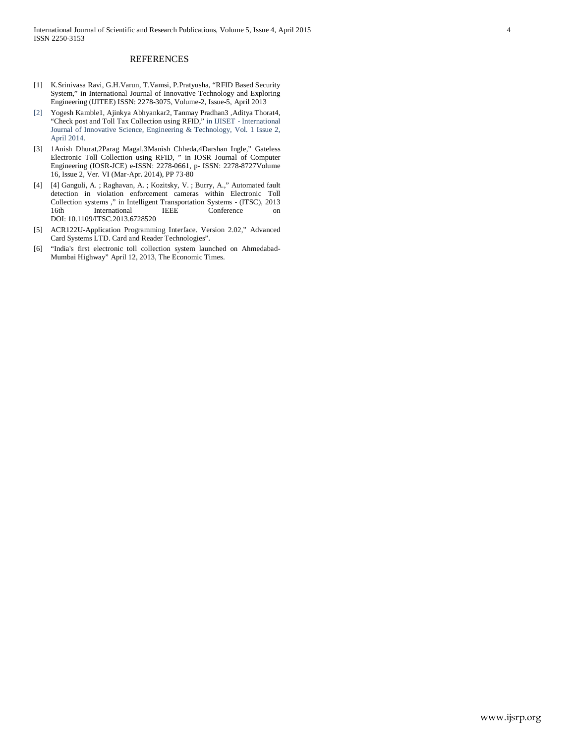# REFERENCES

[1] K.Srinivasa Ravi, G.H.Varun, T.Vamsi, P.Pratyusha, "RFID Based Security System," in International Journal of Innovative Technology and Exploring Engineering (IJITEE) ISSN: 2278-3075, Volume-2, Issue-5, April 2013

[2] Yogesh Kamble1, Ajinkya Abhyankar2, Tanmay Pradhan3 ,Aditya Thorat4, "Check post and Toll Tax Collection using RFID," in IJISET - International Journal of Innovative Science, Engineering & Technology, Vol. 1 Issue 2, April 2014.

[3] 1Anish Dhurat,2Parag Magal,3Manish Chheda,4Darshan Ingle," Gateless Electronic Toll Collection using RFID, " in IOSR Journal of Computer Engineering (IOSR-JCE) e-ISSN: 2278-0661, p- ISSN: 2278-8727Volume 16, Issue 2, Ver. VI (Mar-Apr. 2014), PP 73-80

[4] [4] Ganguli, A. ; Raghavan, A. ; Kozitsky, V. ; Burry, A.," Automated fault detection in violation enforcement cameras within Electronic Toll Collection systems ," in Intelligent Transportation Systems - (ITSC), 2013 16th International IEEE Conference on DOI: 10.1109/ITSC.2013.6728520

[5] ACR122U-Application Programming Interface. Version 2.02," Advanced Card Systems LTD. Card and Reader Technologies".

[6] "India's first electronic toll collection system launched on Ahmedabad-Mumbai Highway" April 12, 2013, The Economic Times.